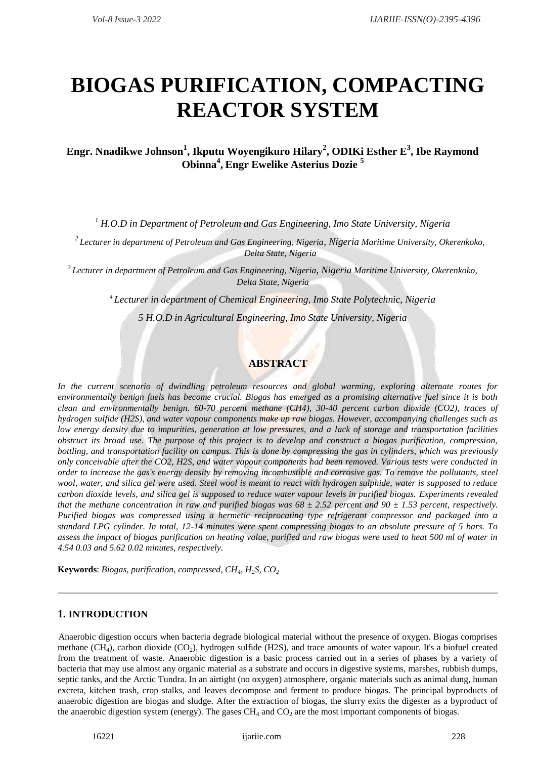# BIOGAS PURIFICATION, COMPACTING REACTOR SYSTEM

**Engr. Nnadikwe Johnson[1], Ikputu Woyengikuro Hilary[2], ODIKi Esther E[3], Ibe Raymond Obinna[4], Engr Ewelike Asterius Dozie [5]**

*[1] H.O.D in Department of Petroleum and Gas Engineering, Imo State University, Nigeria*

*[2] Lecturer in department of Petroleum and Gas Engineering, Nigeria, Nigeria Maritime University, Okerenkoko, Delta State, Nigeria*

*[3] Lecturer in department of Petroleum and Gas Engineering, Nigeria, Nigeria Maritime University, Okerenkoko, Delta State, Nigeria*

*[4] Lecturer in department of Chemical Engineering, Imo State Polytechnic, Nigeria*

*5 H.O.D in Agricultural Engineering, Imo State University, Nigeria*

## ABSTRACT

*In the current scenario of dwindling petroleum resources and global warming, exploring alternate routes for environmentally benign fuels has become crucial. Biogas has emerged as a promising alternative fuel since it is both clean and environmentally benign. 60-70 percent methane (CH4), 30-40 percent carbon dioxide (CO2), traces of hydrogen sulfide (H2S), and water vapour components make up raw biogas. However, accompanying challenges such as low energy density due to impurities, generation at low pressures, and a lack of storage and transportation facilities obstruct its broad use. The purpose of this project is to develop and construct a biogas purification, compression, bottling, and transportation facility on campus. This is done by compressing the gas in cylinders, which was previously only conceivable after the CO2, H2S, and water vapour components had been removed. Various tests were conducted in order to increase the gas's energy density by removing incombustible and corrosive gas. To remove the pollutants, steel wool, water, and silica gel were used. Steel wool is meant to react with hydrogen sulphide, water is supposed to reduce carbon dioxide levels, and silica gel is supposed to reduce water vapour levels in purified biogas. Experiments revealed that the methane concentration in raw and purified biogas was 68 ± 2.52 percent and 90 ± 1.53 percent, respectively. Purified biogas was compressed using a hermetic reciprocating type refrigerant compressor and packaged into a standard LPG cylinder. In total, 12-14 minutes were spent compressing biogas to an absolute pressure of 5 bars. To assess the impact of biogas purification on heating value, purified and raw biogas were used to heat 500 ml of water in 4.54 0.03 and 5.62 0.02 minutes, respectively.*

**Keywords**: *Biogas, purification, compressed, $CH_4$, $H_2S$, $CO_2$*

---

## 1. INTRODUCTION

Anaerobic digestion occurs when bacteria degrade biological material without the presence of oxygen. Biogas comprises methane ($CH_4$), carbon dioxide ($CO_2$), hydrogen sulfide (H2S), and trace amounts of water vapour. It's a biofuel created from the treatment of waste. Anaerobic digestion is a basic process carried out in a series of phases by a variety of bacteria that may use almost any organic material as a substrate and occurs in digestive systems, marshes, rubbish dumps, septic tanks, and the Arctic Tundra. In an airtight (no oxygen) atmosphere, organic materials such as animal dung, human excreta, kitchen trash, crop stalks, and leaves decompose and ferment to produce biogas. The principal byproducts of anaerobic digestion are biogas and sludge. After the extraction of biogas, the slurry exits the digester as a byproduct of the anaerobic digestion system (energy). The gases $CH_4$ and $CO_2$ are the most important components of biogas.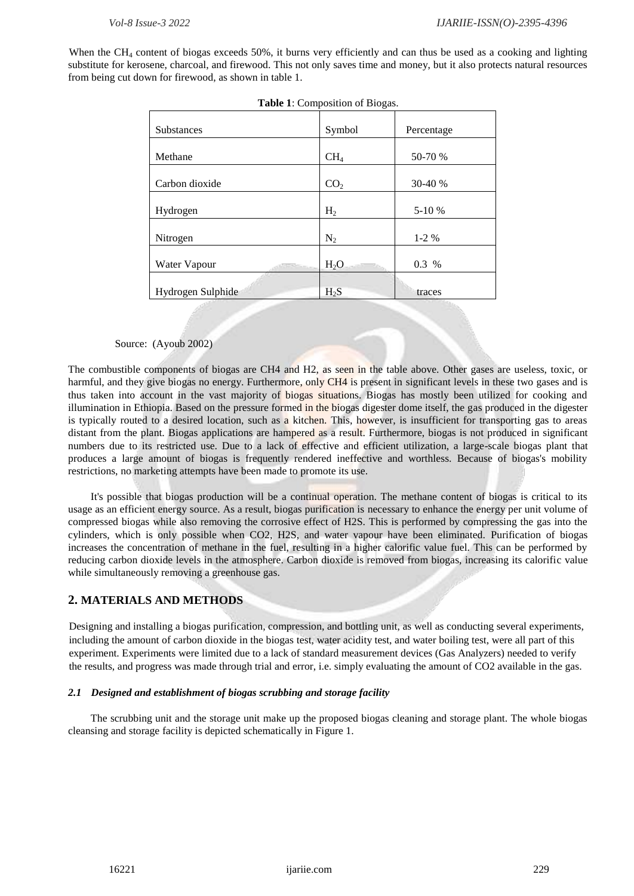When the $CH_4$ content of biogas exceeds 50%, it burns very efficiently and can thus be used as a cooking and lighting substitute for kerosene, charcoal, and firewood. This not only saves time and money, but it also protects natural resources from being cut down for firewood, as shown in table 1.

**Table 1**: Composition of Biogas.

| Substances | Symbol | Percentage |
|---|---|---|
| Methane | $CH_4$ | 50-70 % |
| Carbon dioxide | $CO_2$ | 30-40 % |
| Hydrogen | $H_2$ | 5-10 % |
| Nitrogen | $N_2$ | 1-2 % |
| Water Vapour | $H_2O$ | 0.3 % |
| Hydrogen Sulphide | $H_2S$ | traces |

Source: (Ayoub 2002)

The combustible components of biogas are CH4 and H2, as seen in the table above. Other gases are useless, toxic, or harmful, and they give biogas no energy. Furthermore, only CH4 is present in significant levels in these two gases and is thus taken into account in the vast majority of biogas situations. Biogas has mostly been utilized for cooking and illumination in Ethiopia. Based on the pressure formed in the biogas digester dome itself, the gas produced in the digester is typically routed to a desired location, such as a kitchen. This, however, is insufficient for transporting gas to areas distant from the plant. Biogas applications are hampered as a result. Furthermore, biogas is not produced in significant numbers due to its restricted use. Due to a lack of effective and efficient utilization, a large-scale biogas plant that produces a large amount of biogas is frequently rendered ineffective and worthless. Because of biogas's mobility restrictions, no marketing attempts have been made to promote its use.

It's possible that biogas production will be a continual operation. The methane content of biogas is critical to its usage as an efficient energy source. As a result, biogas purification is necessary to enhance the energy per unit volume of compressed biogas while also removing the corrosive effect of H2S. This is performed by compressing the gas into the cylinders, which is only possible when CO2, H2S, and water vapour have been eliminated. Purification of biogas increases the concentration of methane in the fuel, resulting in a higher calorific value fuel. This can be performed by reducing carbon dioxide levels in the atmosphere. Carbon dioxide is removed from biogas, increasing its calorific value while simultaneously removing a greenhouse gas.

## 2. MATERIALS AND METHODS

Designing and installing a biogas purification, compression, and bottling unit, as well as conducting several experiments, including the amount of carbon dioxide in the biogas test, water acidity test, and water boiling test, were all part of this experiment. Experiments were limited due to a lack of standard measurement devices (Gas Analyzers) needed to verify the results, and progress was made through trial and error, i.e. simply evaluating the amount of CO2 available in the gas.

### *2.1 Designed and establishment of biogas scrubbing and storage facility*

The scrubbing unit and the storage unit make up the proposed biogas cleaning and storage plant. The whole biogas cleansing and storage facility is depicted schematically in Figure 1.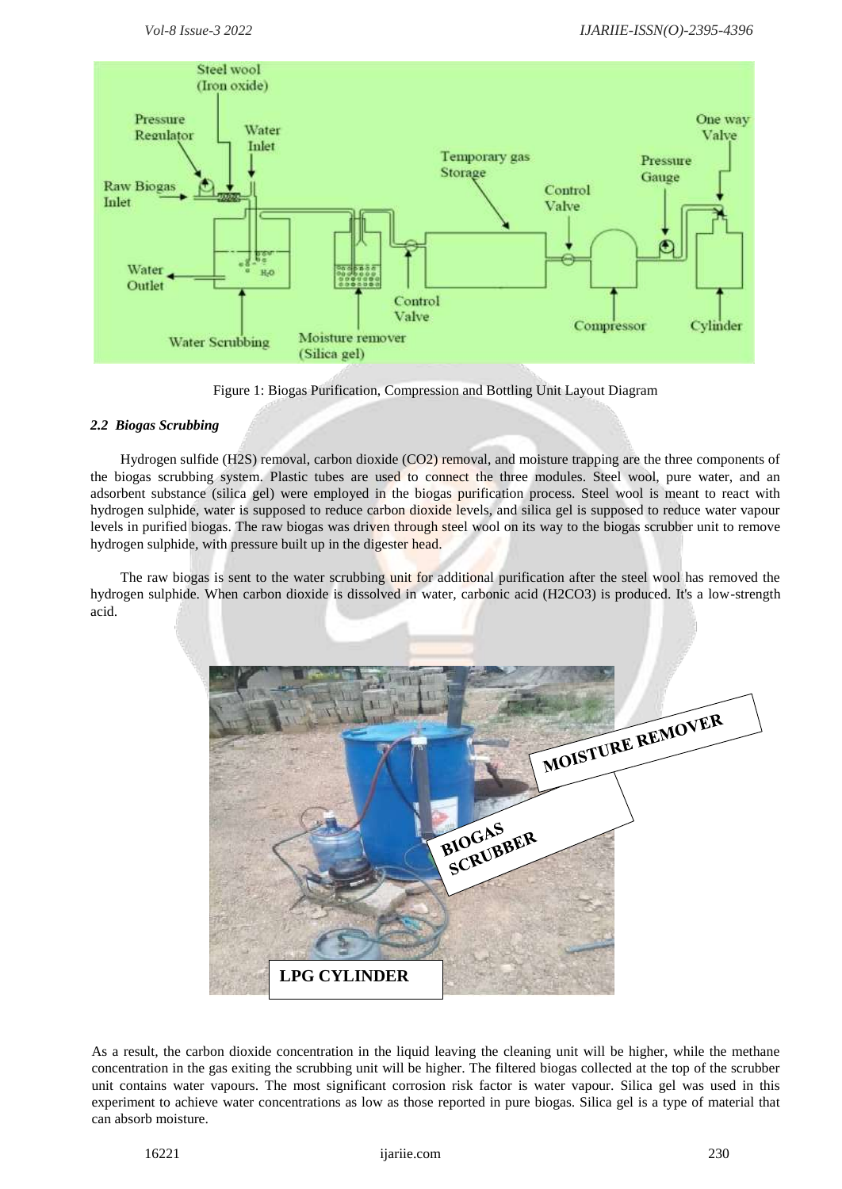Figure 1: Biogas Purification, Compression and Bottling Unit Layout Diagram

### *2.2 Biogas Scrubbing*

Hydrogen sulfide ($H_2S$) removal, carbon dioxide ($CO_2$) removal, and moisture trapping are the three components of the biogas scrubbing system. Plastic tubes are used to connect the three modules. Steel wool, pure water, and an adsorbent substance (silica gel) were employed in the biogas purification process. Steel wool is meant to react with hydrogen sulphide, water is supposed to reduce carbon dioxide levels, and silica gel is supposed to reduce water vapour levels in purified biogas. The raw biogas was driven through steel wool on its way to the biogas scrubber unit to remove hydrogen sulphide, with pressure built up in the digester head.

The raw biogas is sent to the water scrubbing unit for additional purification after the steel wool has removed the hydrogen sulphide. When carbon dioxide is dissolved in water, carbonic acid ($H_2CO_3$) is produced. It's a low-strength acid.

As a result, the carbon dioxide concentration in the liquid leaving the cleaning unit will be higher, while the methane concentration in the gas exiting the scrubbing unit will be higher. The filtered biogas collected at the top of the scrubber unit contains water vapours. The most significant corrosion risk factor is water vapour. Silica gel was used in this experiment to achieve water concentrations as low as those reported in pure biogas. Silica gel is a type of material that can absorb moisture.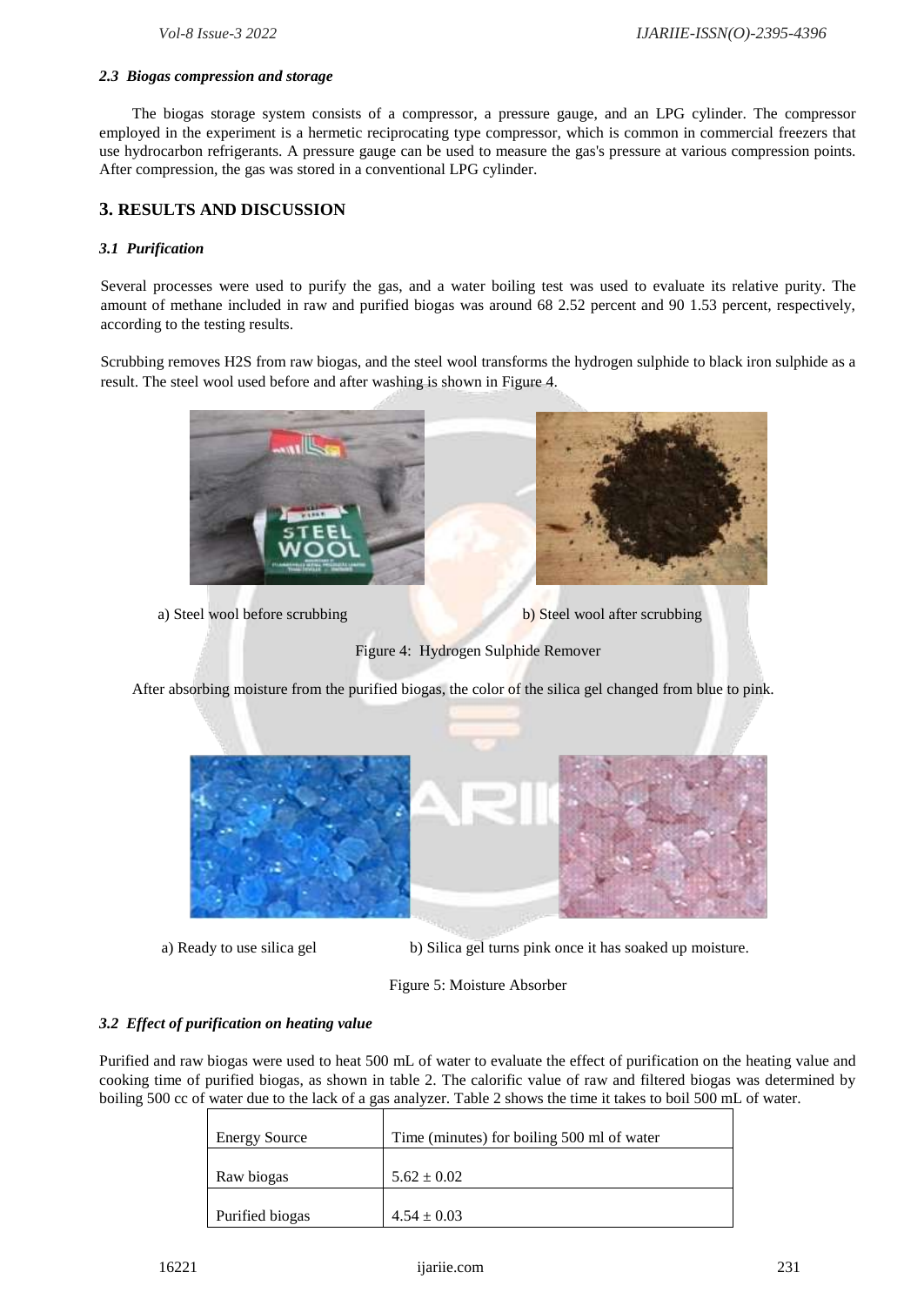### 2.3 Biogas compression and storage

The biogas storage system consists of a compressor, a pressure gauge, and an LPG cylinder. The compressor employed in the experiment is a hermetic reciprocating type compressor, which is common in commercial freezers that use hydrocarbon refrigerants. A pressure gauge can be used to measure the gas's pressure at various compression points. After compression, the gas was stored in a conventional LPG cylinder.

## 3. RESULTS AND DISCUSSION

### 3.1 Purification

Several processes were used to purify the gas, and a water boiling test was used to evaluate its relative purity. The amount of methane included in raw and purified biogas was around 68 2.52 percent and 90 1.53 percent, respectively, according to the testing results.

Scrubbing removes H2S from raw biogas, and the steel wool transforms the hydrogen sulphide to black iron sulphide as a result. The steel wool used before and after washing is shown in Figure 4.

a) Steel wool before scrubbing b) Steel wool after scrubbing

Figure 4: Hydrogen Sulphide Remover

After absorbing moisture from the purified biogas, the color of the silica gel changed from blue to pink.

a) Ready to use silica gel b) Silica gel turns pink once it has soaked up moisture.

Figure 5: Moisture Absorber

### 3.2 Effect of purification on heating value

Purified and raw biogas were used to heat 500 mL of water to evaluate the effect of purification on the heating value and cooking time of purified biogas, as shown in table 2. The calorific value of raw and filtered biogas was determined by boiling 500 cc of water due to the lack of a gas analyzer. Table 2 shows the time it takes to boil 500 mL of water.

| Energy Source | Time (minutes) for boiling 500 ml of water |
|---|---|
| Raw biogas | $5.62 \pm 0.02$ |
| Purified biogas | $4.54 \pm 0.03$ |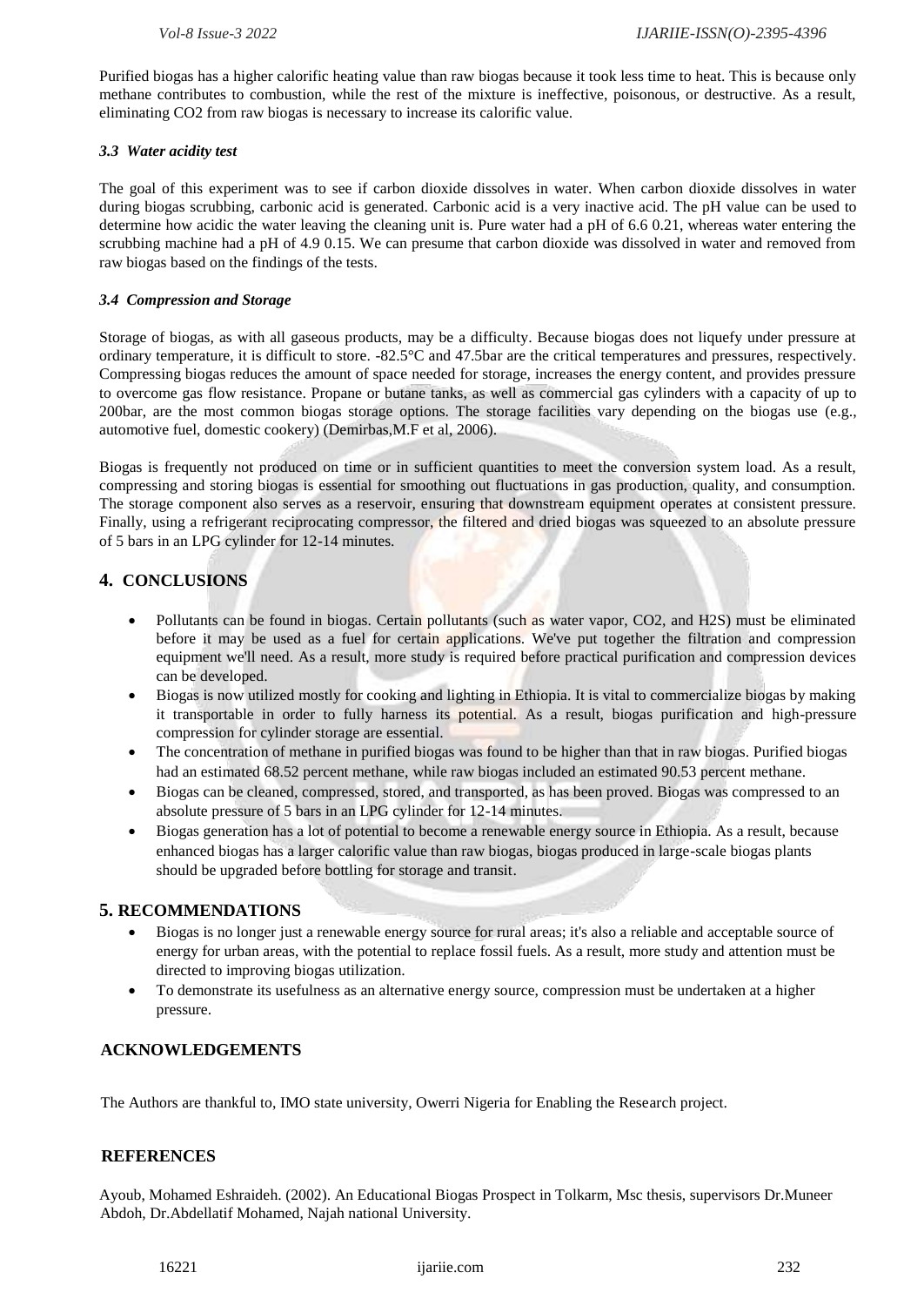Purified biogas has a higher calorific heating value than raw biogas because it took less time to heat. This is because only methane contributes to combustion, while the rest of the mixture is ineffective, poisonous, or destructive. As a result, eliminating $CO_2$ from raw biogas is necessary to increase its calorific value.

### *3.3 Water acidity test*

The goal of this experiment was to see if carbon dioxide dissolves in water. When carbon dioxide dissolves in water during biogas scrubbing, carbonic acid is generated. Carbonic acid is a very inactive acid. The pH value can be used to determine how acidic the water leaving the cleaning unit is. Pure water had a pH of 6.6 0.21, whereas water entering the scrubbing machine had a pH of 4.9 0.15. We can presume that carbon dioxide was dissolved in water and removed from raw biogas based on the findings of the tests.

### *3.4 Compression and Storage*

Storage of biogas, as with all gaseous products, may be a difficulty. Because biogas does not liquefy under pressure at ordinary temperature, it is difficult to store. -82.5°C and 47.5bar are the critical temperatures and pressures, respectively. Compressing biogas reduces the amount of space needed for storage, increases the energy content, and provides pressure to overcome gas flow resistance. Propane or butane tanks, as well as commercial gas cylinders with a capacity of up to 200bar, are the most common biogas storage options. The storage facilities vary depending on the biogas use (e.g., automotive fuel, domestic cookery) (Demirbas,M.F et al, 2006).

Biogas is frequently not produced on time or in sufficient quantities to meet the conversion system load. As a result, compressing and storing biogas is essential for smoothing out fluctuations in gas production, quality, and consumption. The storage component also serves as a reservoir, ensuring that downstream equipment operates at consistent pressure. Finally, using a refrigerant reciprocating compressor, the filtered and dried biogas was squeezed to an absolute pressure of 5 bars in an LPG cylinder for 12-14 minutes.

## 4. CONCLUSIONS

- Pollutants can be found in biogas. Certain pollutants (such as water vapor, $CO_2$, and $H_2S$) must be eliminated before it may be used as a fuel for certain applications. We've put together the filtration and compression equipment we'll need. As a result, more study is required before practical purification and compression devices can be developed.
- Biogas is now utilized mostly for cooking and lighting in Ethiopia. It is vital to commercialize biogas by making it transportable in order to fully harness its potential. As a result, biogas purification and high-pressure compression for cylinder storage are essential.
- The concentration of methane in purified biogas was found to be higher than that in raw biogas. Purified biogas had an estimated 68.52 percent methane, while raw biogas included an estimated 90.53 percent methane.
- Biogas can be cleaned, compressed, stored, and transported, as has been proved. Biogas was compressed to an absolute pressure of 5 bars in an LPG cylinder for 12-14 minutes.
- Biogas generation has a lot of potential to become a renewable energy source in Ethiopia. As a result, because enhanced biogas has a larger calorific value than raw biogas, biogas produced in large-scale biogas plants should be upgraded before bottling for storage and transit.

## 5. RECOMMENDATIONS

- Biogas is no longer just a renewable energy source for rural areas; it's also a reliable and acceptable source of energy for urban areas, with the potential to replace fossil fuels. As a result, more study and attention must be directed to improving biogas utilization.
- To demonstrate its usefulness as an alternative energy source, compression must be undertaken at a higher pressure.

## ACKNOWLEDGEMENTS

The Authors are thankful to, IMO state university, Owerri Nigeria for Enabling the Research project.

## REFERENCES

Ayoub, Mohamed Eshraideh. (2002). An Educational Biogas Prospect in Tolkarm, Msc thesis, supervisors Dr.Muneer Abdoh, Dr.Abdellatif Mohamed, Najah national University.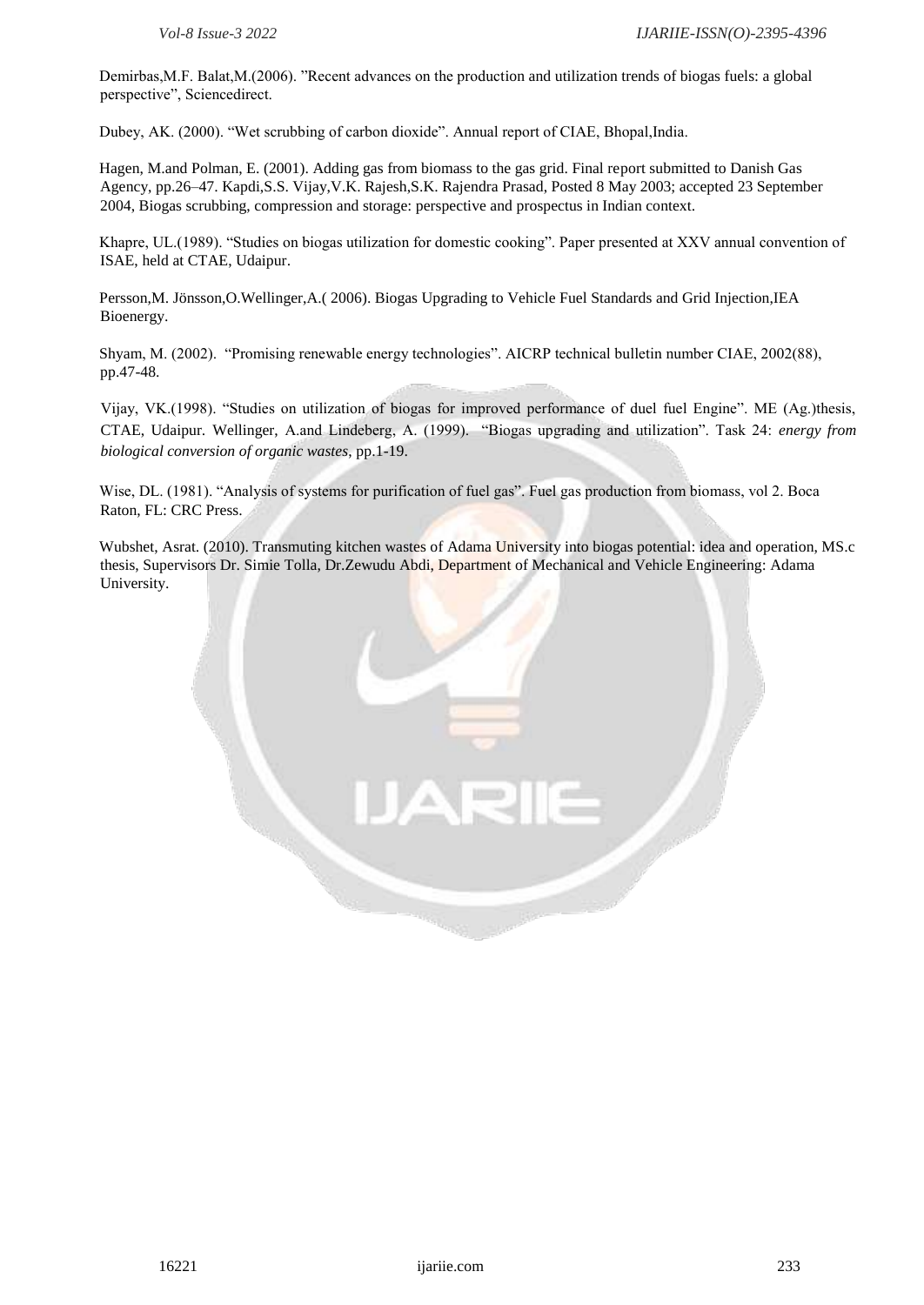Demirbas,M.F. Balat,M.(2006). "Recent advances on the production and utilization trends of biogas fuels: a global perspective", Sciencedirect.

Dubey, AK. (2000). "Wet scrubbing of carbon dioxide". Annual report of CIAE, Bhopal,India.

Hagen, M.and Polman, E. (2001). Adding gas from biomass to the gas grid. Final report submitted to Danish Gas Agency, pp.26–47. Kapdi,S.S. Vijay,V.K. Rajesh,S.K. Rajendra Prasad, Posted 8 May 2003; accepted 23 September 2004, Biogas scrubbing, compression and storage: perspective and prospectus in Indian context.

Khapre, UL.(1989). "Studies on biogas utilization for domestic cooking". Paper presented at XXV annual convention of ISAE, held at CTAE, Udaipur.

Persson,M. Jönsson,O.Wellinger,A.( 2006). Biogas Upgrading to Vehicle Fuel Standards and Grid Injection,IEA Bioenergy.

Shyam, M. (2002). "Promising renewable energy technologies". AICRP technical bulletin number CIAE, 2002(88), pp.47-48.

Vijay, VK.(1998). "Studies on utilization of biogas for improved performance of duel fuel Engine". ME (Ag.)thesis, CTAE, Udaipur. Wellinger, A.and Lindeberg, A. (1999). "Biogas upgrading and utilization". Task 24: *energy from biological conversion of organic wastes*, pp.1-19.

Wise, DL. (1981). "Analysis of systems for purification of fuel gas". Fuel gas production from biomass, vol 2. Boca Raton, FL: CRC Press.

Wubshet, Asrat. (2010). Transmuting kitchen wastes of Adama University into biogas potential: idea and operation, MS.c thesis, Supervisors Dr. Simie Tolla, Dr.Zewudu Abdi, Department of Mechanical and Vehicle Engineering: Adama University.